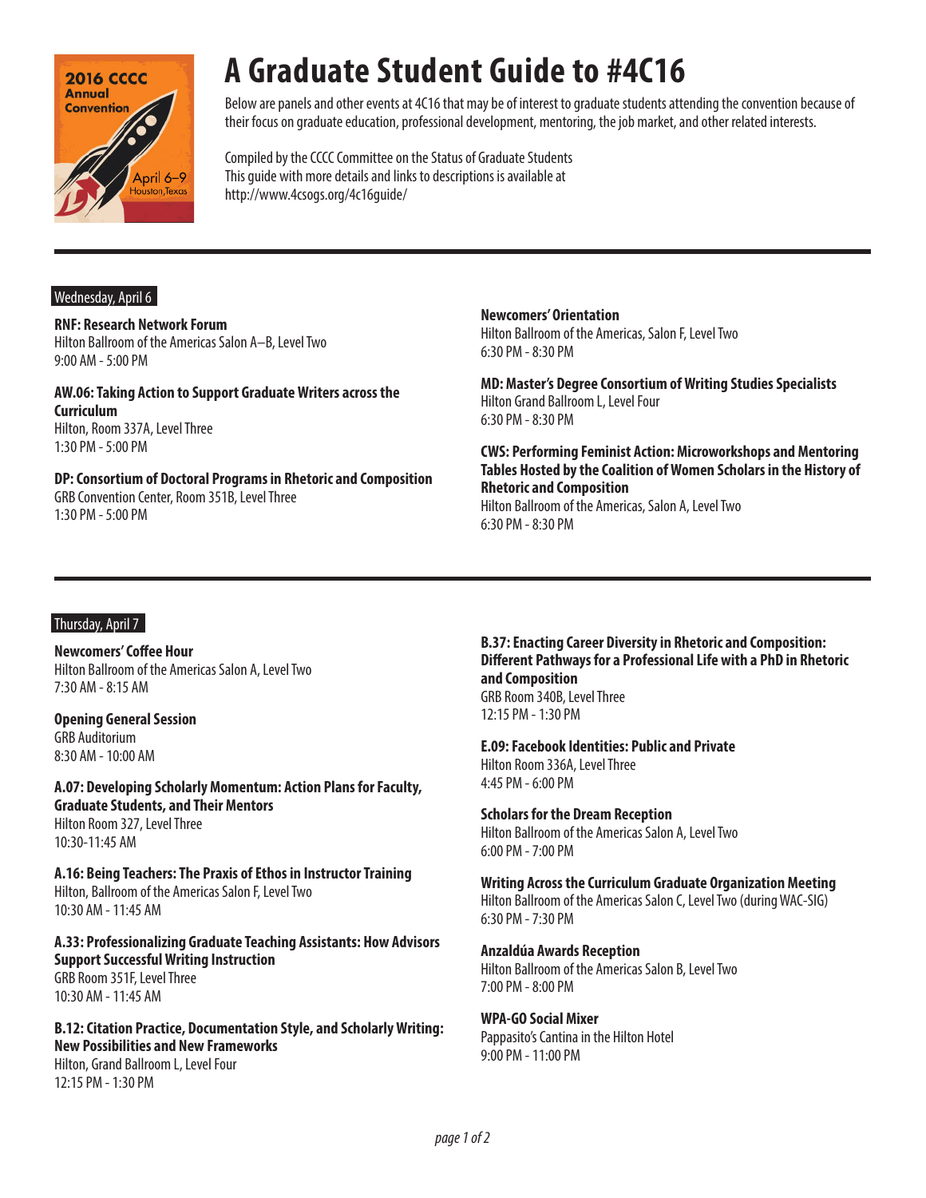# A Graduate Student Guide to #4C16

Below are panels and other events at 4C16 that may be of interest to graduate students attending the convention because of their focus on graduate education, professional development, mentoring, the job market, and other related interests.

Compiled by the CCCC Committee on the Status of Graduate Students
This guide with more details and links to descriptions is available at
http://www.4csogs.org/4c16guide/

## Wednesday, April 6

**RNF: Research Network Forum**
Hilton Ballroom of the Americas Salon A–B, Level Two
9:00 AM - 5:00 PM

**AW.06: Taking Action to Support Graduate Writers across the Curriculum**
Hilton, Room 337A, Level Three
1:30 PM - 5:00 PM

**DP: Consortium of Doctoral Programs in Rhetoric and Composition**
GRB Convention Center, Room 351B, Level Three
1:30 PM - 5:00 PM

**Newcomers' Orientation**
Hilton Ballroom of the Americas, Salon F, Level Two
6:30 PM - 8:30 PM

**MD: Master's Degree Consortium of Writing Studies Specialists**
Hilton Grand Ballroom L, Level Four
6:30 PM - 8:30 PM

**CWS: Performing Feminist Action: Microworkshops and Mentoring Tables Hosted by the Coalition of Women Scholars in the History of Rhetoric and Composition**
Hilton Ballroom of the Americas, Salon A, Level Two
6:30 PM - 8:30 PM

## Thursday, April 7

**Newcomers' Coffee Hour**
Hilton Ballroom of the Americas Salon A, Level Two
7:30 AM - 8:15 AM

**Opening General Session**
GRB Auditorium
8:30 AM - 10:00 AM

**A.07: Developing Scholarly Momentum: Action Plans for Faculty, Graduate Students, and Their Mentors**
Hilton Room 327, Level Three
10:30-11:45 AM

**A.16: Being Teachers: The Praxis of Ethos in Instructor Training**
Hilton, Ballroom of the Americas Salon F, Level Two
10:30 AM - 11:45 AM

**A.33: Professionalizing Graduate Teaching Assistants: How Advisors Support Successful Writing Instruction**
GRB Room 351F, Level Three
10:30 AM - 11:45 AM

**B.12: Citation Practice, Documentation Style, and Scholarly Writing: New Possibilities and New Frameworks**
Hilton, Grand Ballroom L, Level Four
12:15 PM - 1:30 PM

**B.37: Enacting Career Diversity in Rhetoric and Composition: Different Pathways for a Professional Life with a PhD in Rhetoric and Composition**
GRB Room 340B, Level Three
12:15 PM - 1:30 PM

**E.09: Facebook Identities: Public and Private**
Hilton Room 336A, Level Three
4:45 PM - 6:00 PM

**Scholars for the Dream Reception**
Hilton Ballroom of the Americas Salon A, Level Two
6:00 PM - 7:00 PM

**Writing Across the Curriculum Graduate Organization Meeting**
Hilton Ballroom of the Americas Salon C, Level Two (during WAC-SIG)
6:30 PM - 7:30 PM

**Anzaldúa Awards Reception**
Hilton Ballroom of the Americas Salon B, Level Two
7:00 PM - 8:00 PM

**WPA-GO Social Mixer**
Pappasito's Cantina in the Hilton Hotel
9:00 PM - 11:00 PM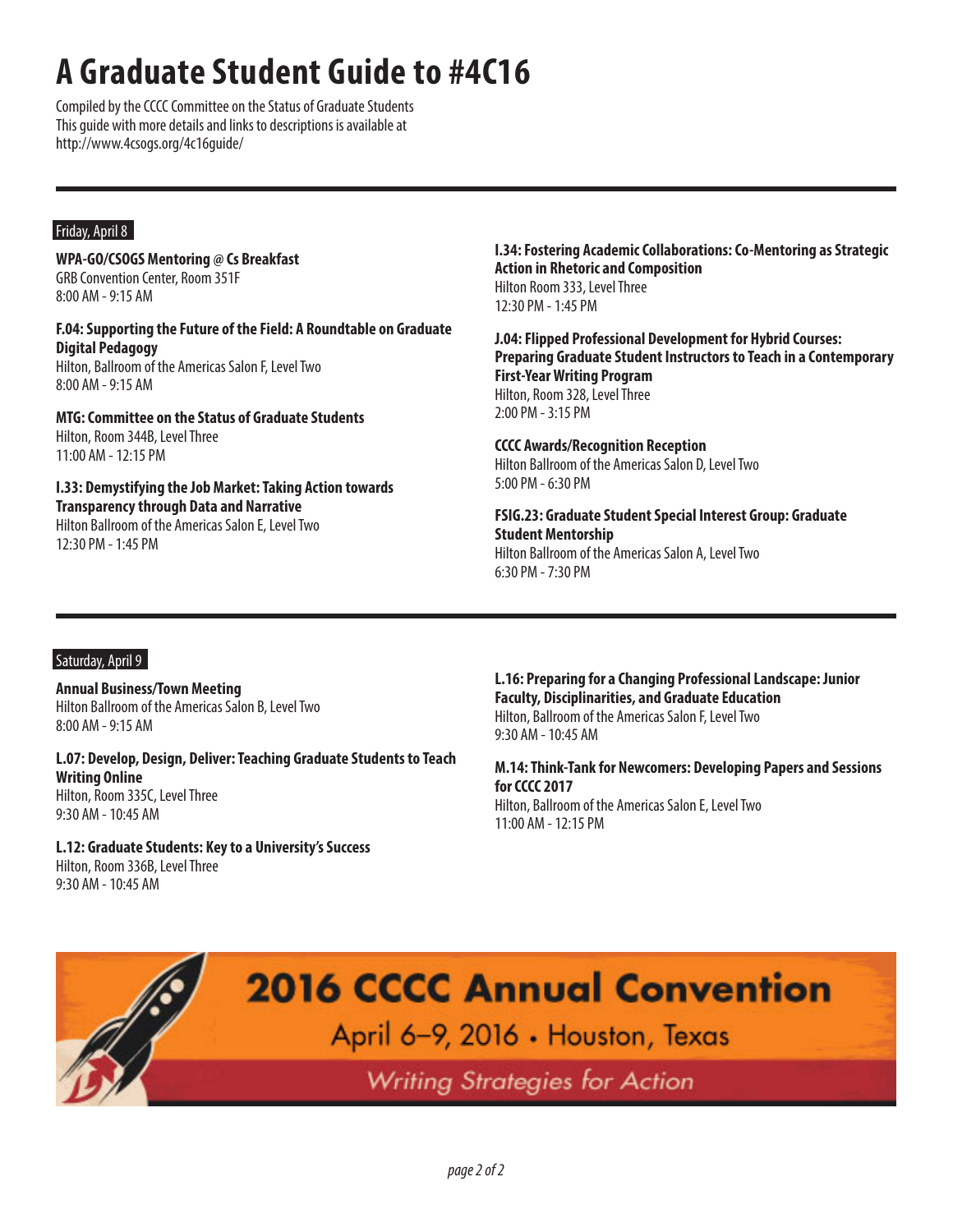# A Graduate Student Guide to #4C16

Compiled by the CCCC Committee on the Status of Graduate Students
This guide with more details and links to descriptions is available at
http://www.4csogs.org/4c16guide/

## Friday, April 8

**WPA-GO/CSOGS Mentoring @ Cs Breakfast**
GRB Convention Center, Room 351F
8:00 AM - 9:15 AM

**F.04: Supporting the Future of the Field: A Roundtable on Graduate Digital Pedagogy**
Hilton, Ballroom of the Americas Salon F, Level Two
8:00 AM - 9:15 AM

**MTG: Committee on the Status of Graduate Students**
Hilton, Room 344B, Level Three
11:00 AM - 12:15 PM

**I.33: Demystifying the Job Market: Taking Action towards Transparency through Data and Narrative**
Hilton Ballroom of the Americas Salon E, Level Two
12:30 PM - 1:45 PM

**I.34: Fostering Academic Collaborations: Co-Mentoring as Strategic Action in Rhetoric and Composition**
Hilton Room 333, Level Three
12:30 PM - 1:45 PM

**J.04: Flipped Professional Development for Hybrid Courses: Preparing Graduate Student Instructors to Teach in a Contemporary First-Year Writing Program**
Hilton, Room 328, Level Three
2:00 PM - 3:15 PM

**CCCC Awards/Recognition Reception**
Hilton Ballroom of the Americas Salon D, Level Two
5:00 PM - 6:30 PM

**FSIG.23: Graduate Student Special Interest Group: Graduate Student Mentorship**
Hilton Ballroom of the Americas Salon A, Level Two
6:30 PM - 7:30 PM

## Saturday, April 9

**Annual Business/Town Meeting**
Hilton Ballroom of the Americas Salon B, Level Two
8:00 AM - 9:15 AM

**L.07: Develop, Design, Deliver: Teaching Graduate Students to Teach Writing Online**
Hilton, Room 335C, Level Three
9:30 AM - 10:45 AM

**L.12: Graduate Students: Key to a University's Success**
Hilton, Room 336B, Level Three
9:30 AM - 10:45 AM

**L.16: Preparing for a Changing Professional Landscape: Junior Faculty, Disciplinarities, and Graduate Education**
Hilton, Ballroom of the Americas Salon F, Level Two
9:30 AM - 10:45 AM

**M.14: Think-Tank for Newcomers: Developing Papers and Sessions for CCCC 2017**
Hilton, Ballroom of the Americas Salon E, Level Two
11:00 AM - 12:15 PM

**2016 CCCC Annual Convention**
April 6–9, 2016 • Houston, Texas
*Writing Strategies for Action*